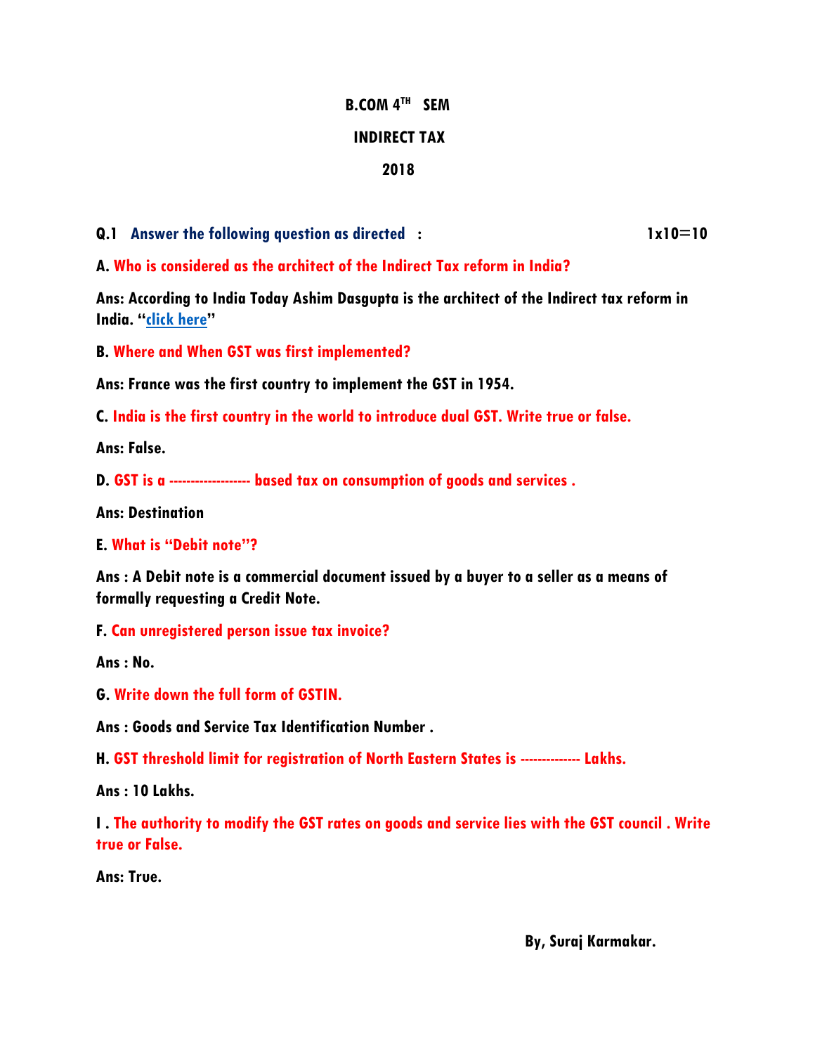# B.COM 4TH SEM

## INDIRECT TAX

## 2018

**Q.1 Answer the following question as directed : 1x10=10**

**A. Who is considered as the architect of the Indirect Tax reform in India?**

**Ans: According to India Today Ashim Dasgupta is the architect of the Indirect tax reform in India. "click here"**

**B. Where and When GST was first implemented?**

**Ans: France was the first country to implement the GST in 1954.**

**C. India is the first country in the world to introduce dual GST. Write true or false.**

**Ans: False.**

**D. GST is a ------------------ based tax on consumption of goods and services .**

**Ans: Destination**

**E. What is "Debit note"?**

**Ans : A Debit note is a commercial document issued by a buyer to a seller as a means of formally requesting a Credit Note.**

**F. Can unregistered person issue tax invoice?**

**Ans : No.**

**G. Write down the full form of GSTIN.**

**Ans : Goods and Service Tax Identification Number .**

**H. GST threshold limit for registration of North Eastern States is ------------- Lakhs.**

**Ans : 10 Lakhs.**

**I . The authority to modify the GST rates on goods and service lies with the GST council . Write true or False.**

**Ans: True.**

**By, Suraj Karmakar.**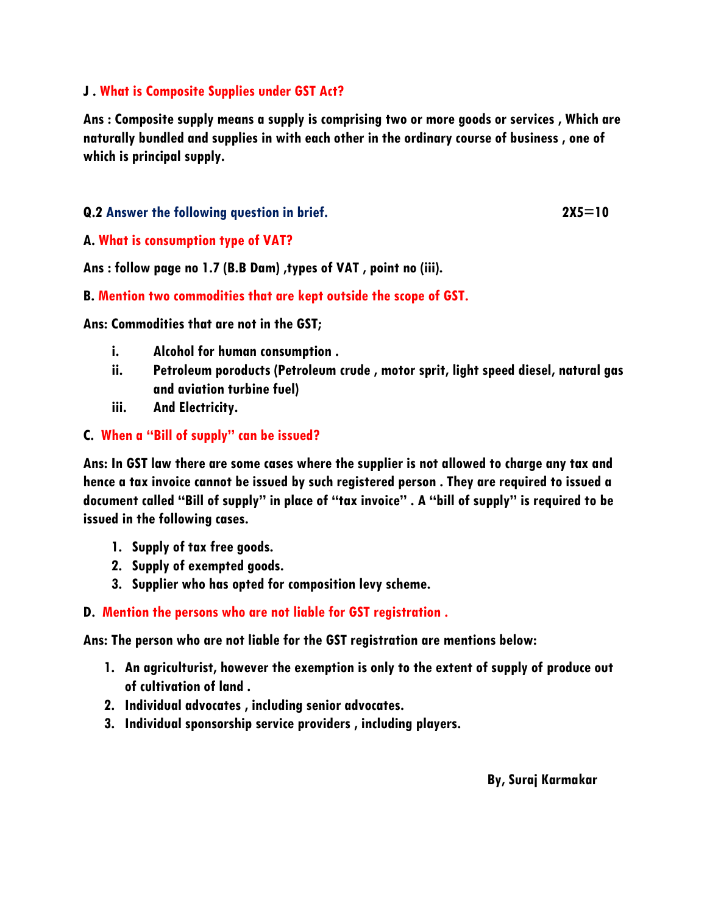**J . What is Composite Supplies under GST Act?**

**Ans : Composite supply means a supply is comprising two or more goods or services , Which are naturally bundled and supplies in with each other in the ordinary course of business , one of which is principal supply.**

**Q.2 Answer the following question in brief.** **2X5=10**

**A. What is consumption type of VAT?**

**Ans : follow page no 1.7 (B.B Dam) ,types of VAT , point no (iii).**

**B. Mention two commodities that are kept outside the scope of GST.**

**Ans: Commodities that are not in the GST;**

i. **Alcohol for human consumption .**
ii. **Petroleum poroducts (Petroleum crude , motor sprit, light speed diesel, natural gas and aviation turbine fuel)**
iii. **And Electricity.**

**C. When a "Bill of supply" can be issued?**

**Ans: In GST law there are some cases where the supplier is not allowed to charge any tax and hence a tax invoice cannot be issued by such registered person . They are required to issued a document called "Bill of supply" in place of "tax invoice" . A "bill of supply" is required to be issued in the following cases.**

1. **Supply of tax free goods.**
2. **Supply of exempted goods.**
3. **Supplier who has opted for composition levy scheme.**

**D. Mention the persons who are not liable for GST registration .**

**Ans: The person who are not liable for the GST registration are mentions below:**

1. **An agriculturist, however the exemption is only to the extent of supply of produce out of cultivation of land .**
2. **Individual advocates , including senior advocates.**
3. **Individual sponsorship service providers , including players.**

**By, Suraj Karmakar**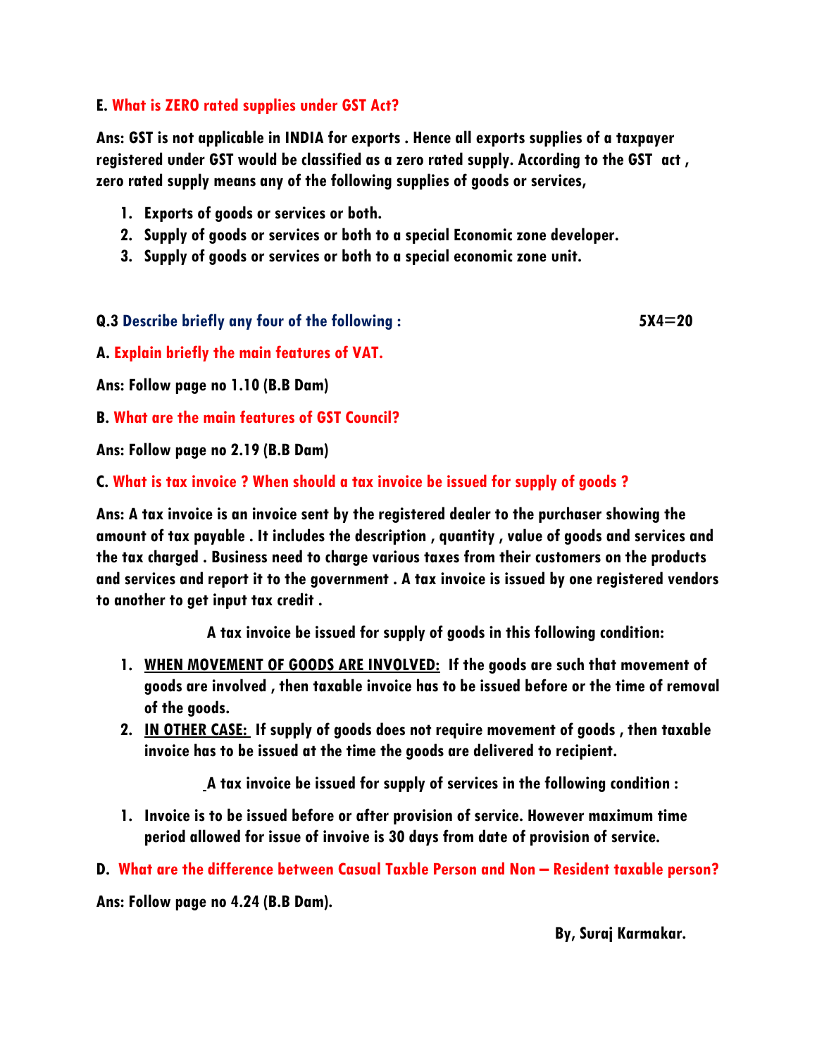**E. What is ZERO rated supplies under GST Act?**

**Ans: GST is not applicable in INDIA for exports . Hence all exports supplies of a taxpayer registered under GST would be classified as a zero rated supply. According to the GST act , zero rated supply means any of the following supplies of goods or services,**

1. **Exports of goods or services or both.**
2. **Supply of goods or services or both to a special Economic zone developer.**
3. **Supply of goods or services or both to a special economic zone unit.**

**Q.3 Describe briefly any four of the following : 5X4=20**

**A. Explain briefly the main features of VAT.**

**Ans: Follow page no 1.10 (B.B Dam)**

**B. What are the main features of GST Council?**

**Ans: Follow page no 2.19 (B.B Dam)**

**C. What is tax invoice ? When should a tax invoice be issued for supply of goods ?**

**Ans: A tax invoice is an invoice sent by the registered dealer to the purchaser showing the amount of tax payable . It includes the description , quantity , value of goods and services and the tax charged . Business need to charge various taxes from their customers on the products and services and report it to the government . A tax invoice is issued by one registered vendors to another to get input tax credit .**

**A tax invoice be issued for supply of goods in this following condition:**

1. **<u>WHEN MOVEMENT OF GOODS ARE INVOLVED:</u> If the goods are such that movement of goods are involved , then taxable invoice has to be issued before or the time of removal of the goods.**
2. **<u>IN OTHER CASE:</u> If supply of goods does not require movement of goods , then taxable invoice has to be issued at the time the goods are delivered to recipient.**

**A tax invoice be issued for supply of services in the following condition :**

1. **Invoice is to be issued before or after provision of service. However maximum time period allowed for issue of invoive is 30 days from date of provision of service.**

**D. What are the difference between Casual Taxble Person and Non – Resident taxable person?**

**Ans: Follow page no 4.24 (B.B Dam).**

**By, Suraj Karmakar.**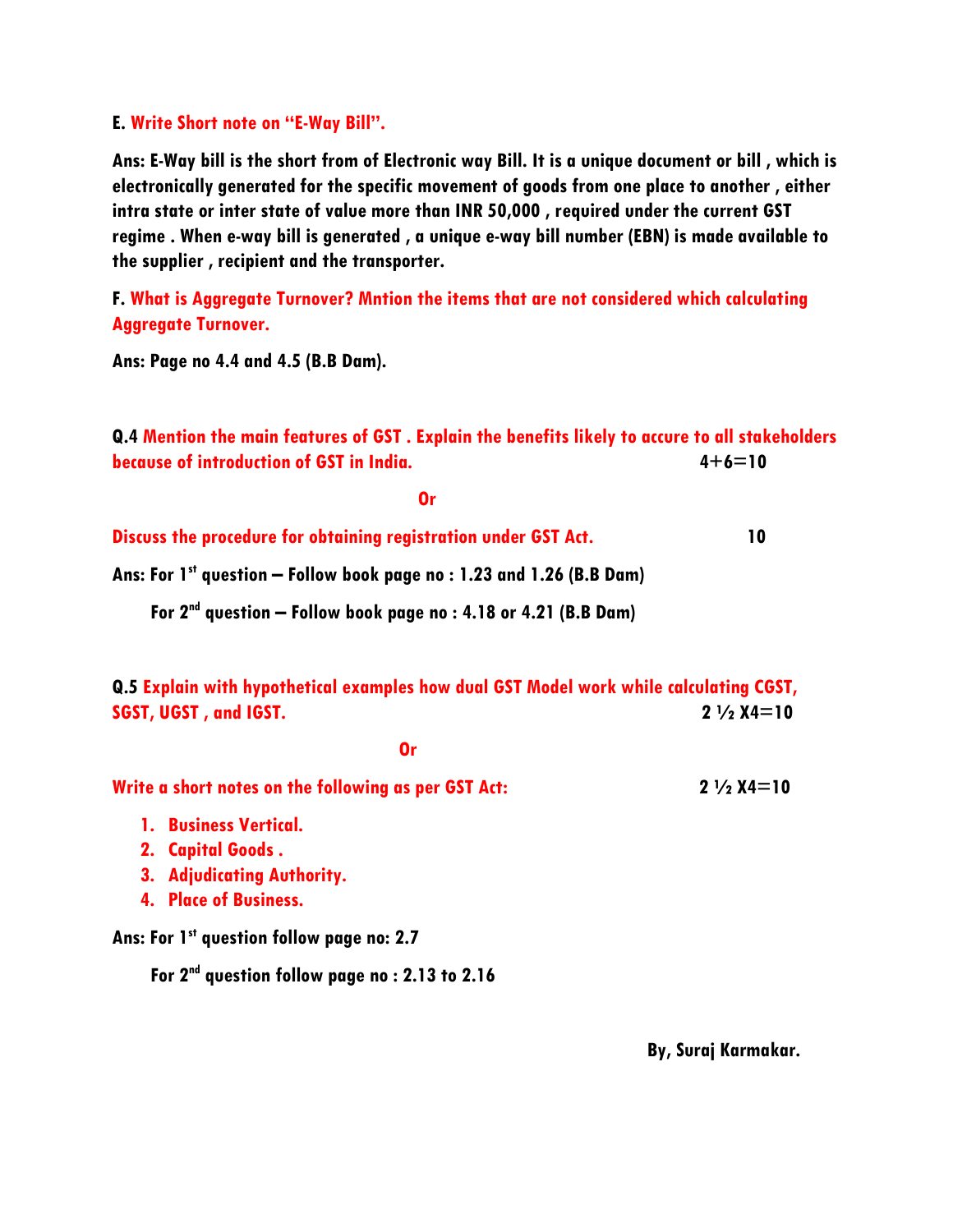**E. Write Short note on "E-Way Bill".**

**Ans: E-Way bill is the short from of Electronic way Bill. It is a unique document or bill , which is electronically generated for the specific movement of goods from one place to another , either intra state or inter state of value more than INR 50,000 , required under the current GST regime . When e-way bill is generated , a unique e-way bill number (EBN) is made available to the supplier , recipient and the transporter.**

**F. What is Aggregate Turnover? Mntion the items that are not considered which calculating Aggregate Turnover.**

**Ans: Page no 4.4 and 4.5 (B.B Dam).**

**Q.4 Mention the main features of GST . Explain the benefits likely to accure to all stakeholders because of introduction of GST in India.** **4+6=10**

**Or**

**Discuss the procedure for obtaining registration under GST Act.** **10**

**Ans: For 1st question – Follow book page no : 1.23 and 1.26 (B.B Dam)**

**For 2nd question – Follow book page no : 4.18 or 4.21 (B.B Dam)**

**Q.5 Explain with hypothetical examples how dual GST Model work while calculating CGST, SGST, UGST , and IGST.** **2 ½ X4=10**

**Or**

**Write a short notes on the following as per GST Act:** **2 ½ X4=10**

1. **Business Vertical.**
2. **Capital Goods .**
3. **Adjudicating Authority.**
4. **Place of Business.**

**Ans: For 1st question follow page no: 2.7**

**For 2nd question follow page no : 2.13 to 2.16**

**By, Suraj Karmakar.**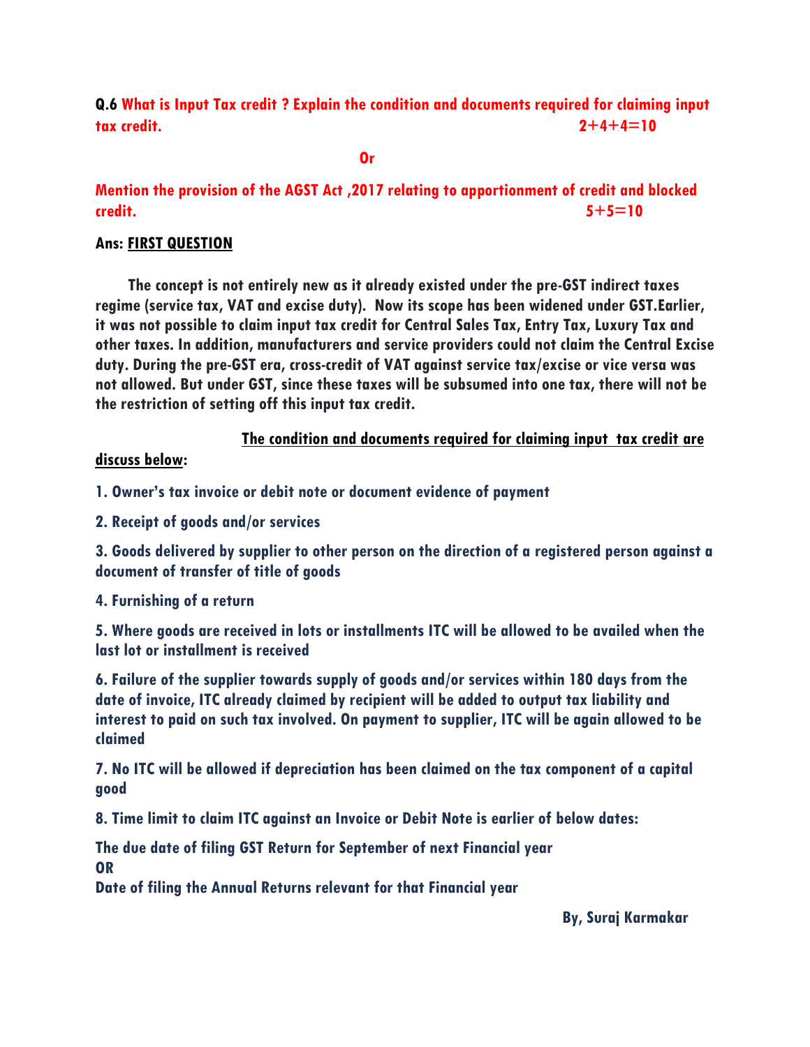**Q.6 What is Input Tax credit ? Explain the condition and documents required for claiming input tax credit.** **2+4+4=10**

**Or**

**Mention the provision of the AGST Act ,2017 relating to apportionment of credit and blocked credit.** **5+5=10**

**Ans: FIRST QUESTION**

**The concept is not entirely new as it already existed under the pre-GST indirect taxes regime (service tax, VAT and excise duty). Now its scope has been widened under GST.Earlier, it was not possible to claim input tax credit for Central Sales Tax, Entry Tax, Luxury Tax and other taxes. In addition, manufacturers and service providers could not claim the Central Excise duty. During the pre-GST era, cross-credit of VAT against service tax/excise or vice versa was not allowed. But under GST, since these taxes will be subsumed into one tax, there will not be the restriction of setting off this input tax credit.**

**The condition and documents required for claiming input tax credit are discuss below:**

**1. Owner's tax invoice or debit note or document evidence of payment**

**2. Receipt of goods and/or services**

**3. Goods delivered by supplier to other person on the direction of a registered person against a document of transfer of title of goods**

**4. Furnishing of a return**

**5. Where goods are received in lots or installments ITC will be allowed to be availed when the last lot or installment is received**

**6. Failure of the supplier towards supply of goods and/or services within 180 days from the date of invoice, ITC already claimed by recipient will be added to output tax liability and interest to paid on such tax involved. On payment to supplier, ITC will be again allowed to be claimed**

**7. No ITC will be allowed if depreciation has been claimed on the tax component of a capital good**

**8. Time limit to claim ITC against an Invoice or Debit Note is earlier of below dates:**

**The due date of filing GST Return for September of next Financial year**
**OR**
**Date of filing the Annual Returns relevant for that Financial year**

**By, Suraj Karmakar**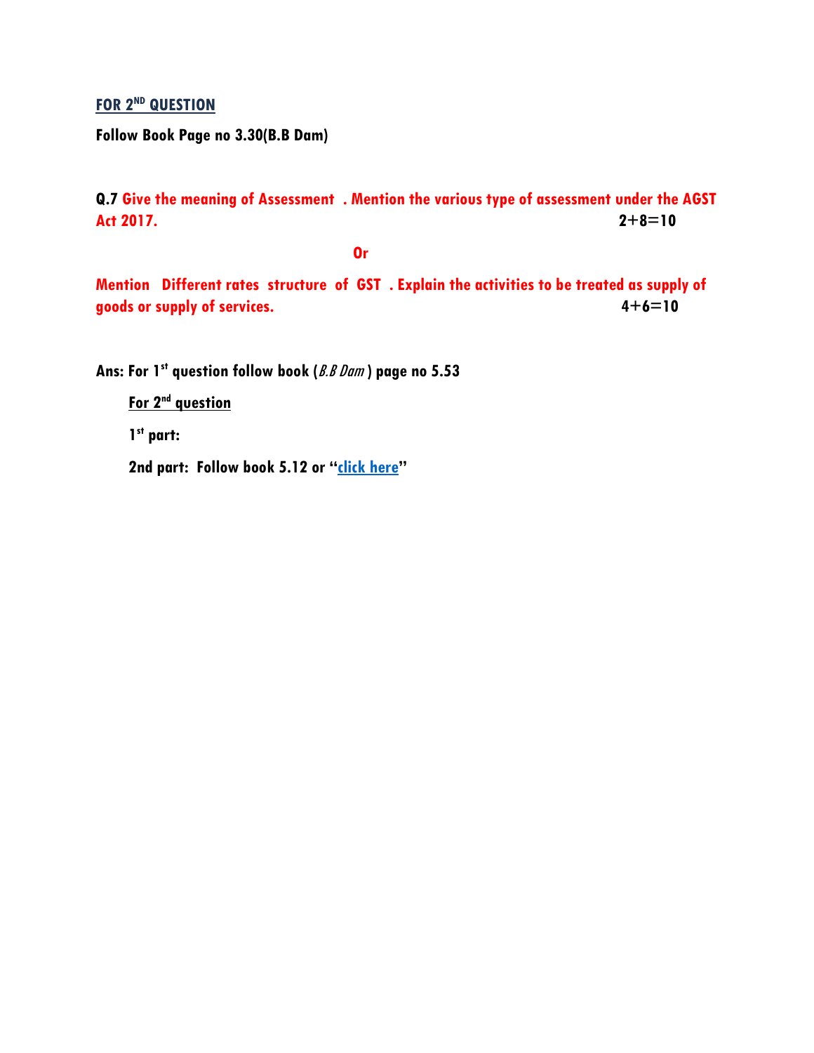**FOR 2ND QUESTION**

**Follow Book Page no 3.30(B.B Dam)**

**Q.7 Give the meaning of Assessment . Mention the various type of assessment under the AGST Act 2017.** **2+8=10**

**Or**

**Mention Different rates structure of GST . Explain the activities to be treated as supply of goods or supply of services.** **4+6=10**

**Ans: For 1st question follow book (*B.B Dam*) page no 5.53**

**For 2nd question**

**1st part:**

**2nd part: Follow book 5.12 or "click here"**